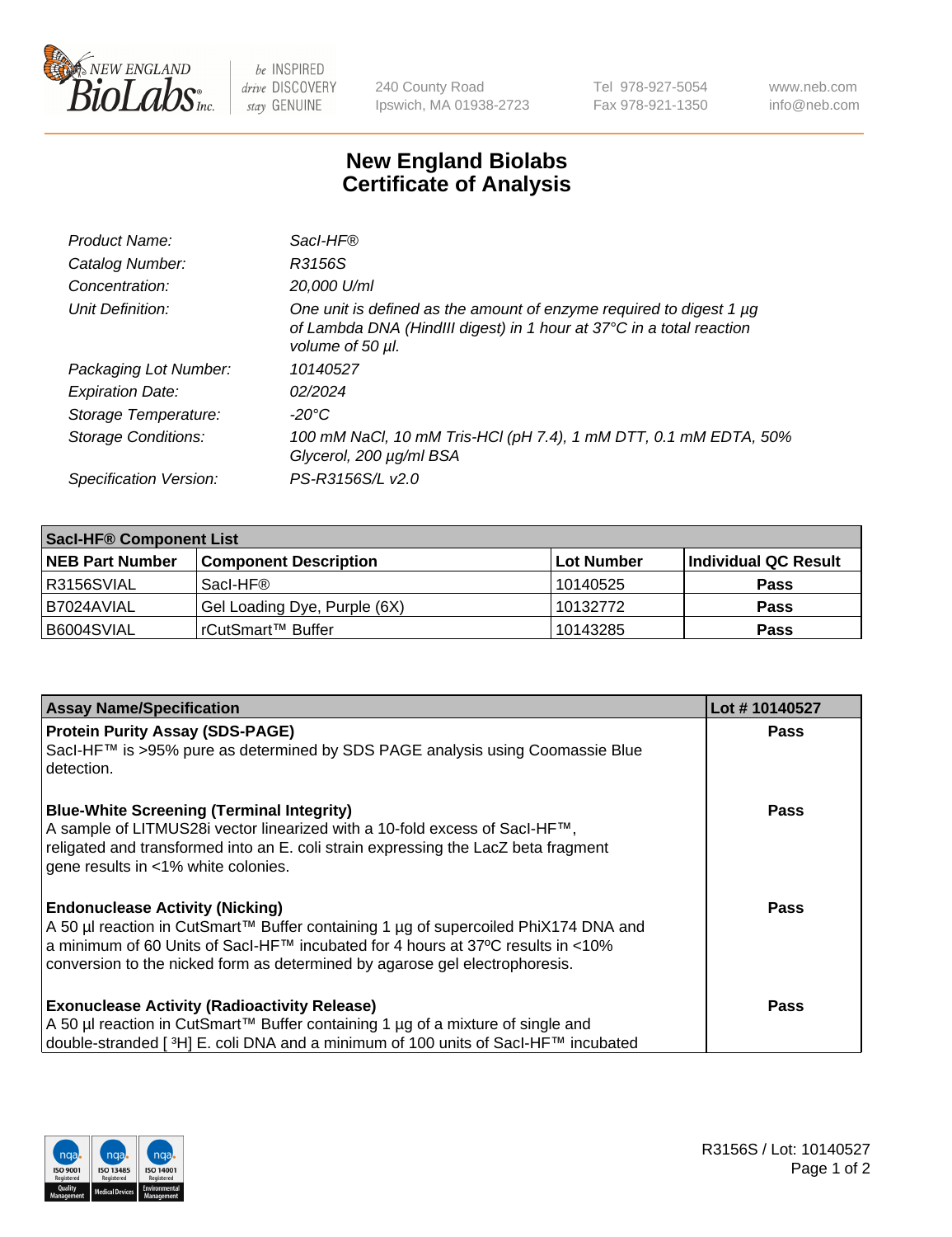New England BioLabs Inc. — be INSPIRED drive DISCOVERY stay GENUINE

240 County Road
Ipswich, MA 01938-2723

Tel 978-927-5054
Fax 978-921-1350

www.neb.com
info@neb.com

# New England Biolabs Certificate of Analysis

| | |
|---|---|
| *Product Name:* | *SacI-HF®* |
| *Catalog Number:* | *R3156S* |
| *Concentration:* | *20,000 U/ml* |
| *Unit Definition:* | *One unit is defined as the amount of enzyme required to digest 1 µg of Lambda DNA (HindIII digest) in 1 hour at 37°C in a total reaction volume of 50 µl.* |
| *Packaging Lot Number:* | *10140527* |
| *Expiration Date:* | *02/2024* |
| *Storage Temperature:* | *-20°C* |
| *Storage Conditions:* | *100 mM NaCl, 10 mM Tris-HCl (pH 7.4), 1 mM DTT, 0.1 mM EDTA, 50% Glycerol, 200 µg/ml BSA* |
| *Specification Version:* | *PS-R3156S/L v2.0* |

| **SacI-HF® Component List** | | | |
|---|---|---|---|
| **NEB Part Number** | **Component Description** | **Lot Number** | **Individual QC Result** |
| R3156SVIAL | SacI-HF® | 10140525 | **Pass** |
| B7024AVIAL | Gel Loading Dye, Purple (6X) | 10132772 | **Pass** |
| B6004SVIAL | rCutSmart™ Buffer | 10143285 | **Pass** |

| **Assay Name/Specification** | **Lot # 10140527** |
|---|---|
| **Protein Purity Assay (SDS-PAGE)**<br>SacI-HF™ is >95% pure as determined by SDS PAGE analysis using Coomassie Blue detection. | **Pass** |
| **Blue-White Screening (Terminal Integrity)**<br>A sample of LITMUS28i vector linearized with a 10-fold excess of SacI-HF™, religated and transformed into an E. coli strain expressing the LacZ beta fragment gene results in <1% white colonies. | **Pass** |
| **Endonuclease Activity (Nicking)**<br>A 50 µl reaction in CutSmart™ Buffer containing 1 µg of supercoiled PhiX174 DNA and a minimum of 60 Units of SacI-HF™ incubated for 4 hours at 37ºC results in <10% conversion to the nicked form as determined by agarose gel electrophoresis. | **Pass** |
| **Exonuclease Activity (Radioactivity Release)**<br>A 50 µl reaction in CutSmart™ Buffer containing 1 µg of a mixture of single and double-stranded [ $^{3}$H] E. coli DNA and a minimum of 100 units of SacI-HF™ incubated | **Pass** |

R3156S / Lot: 10140527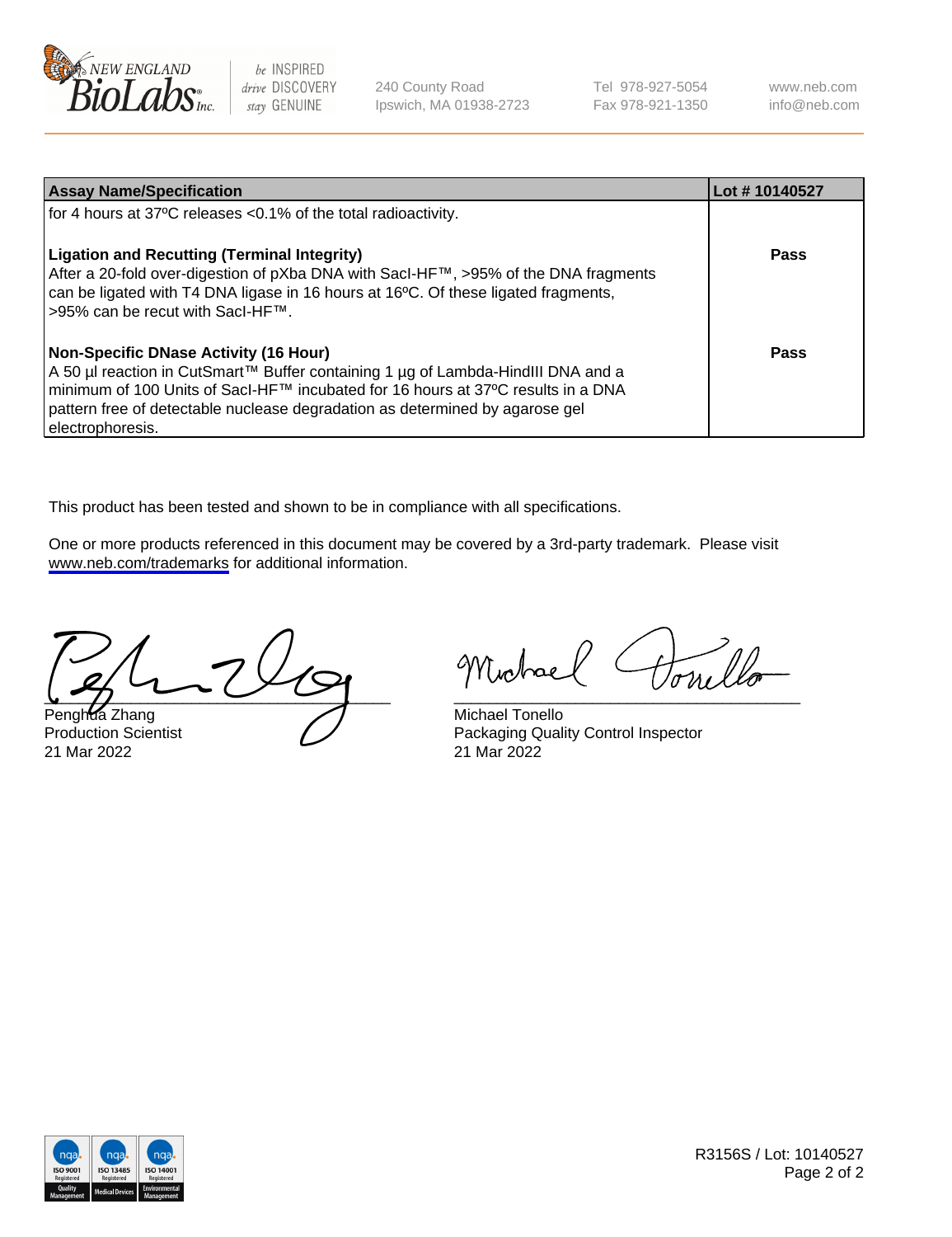| Assay Name/Specification | Lot # 10140527 |
|---|---|
| for 4 hours at 37ºC releases <0.1% of the total radioactivity. | |
| **Ligation and Recutting (Terminal Integrity)**<br>After a 20-fold over-digestion of pXba DNA with SacI-HF™, >95% of the DNA fragments can be ligated with T4 DNA ligase in 16 hours at 16ºC. Of these ligated fragments, >95% can be recut with SacI-HF™. | **Pass** |
| **Non-Specific DNase Activity (16 Hour)**<br>A 50 µl reaction in CutSmart™ Buffer containing 1 µg of Lambda-HindIII DNA and a minimum of 100 Units of SacI-HF™ incubated for 16 hours at 37ºC results in a DNA pattern free of detectable nuclease degradation as determined by agarose gel electrophoresis. | **Pass** |

This product has been tested and shown to be in compliance with all specifications.

One or more products referenced in this document may be covered by a 3rd-party trademark. Please visit www.neb.com/trademarks for additional information.

Penghua Zhang
Production Scientist
21 Mar 2022

Michael Tonello
Packaging Quality Control Inspector
21 Mar 2022

R3156S / Lot: 10140527